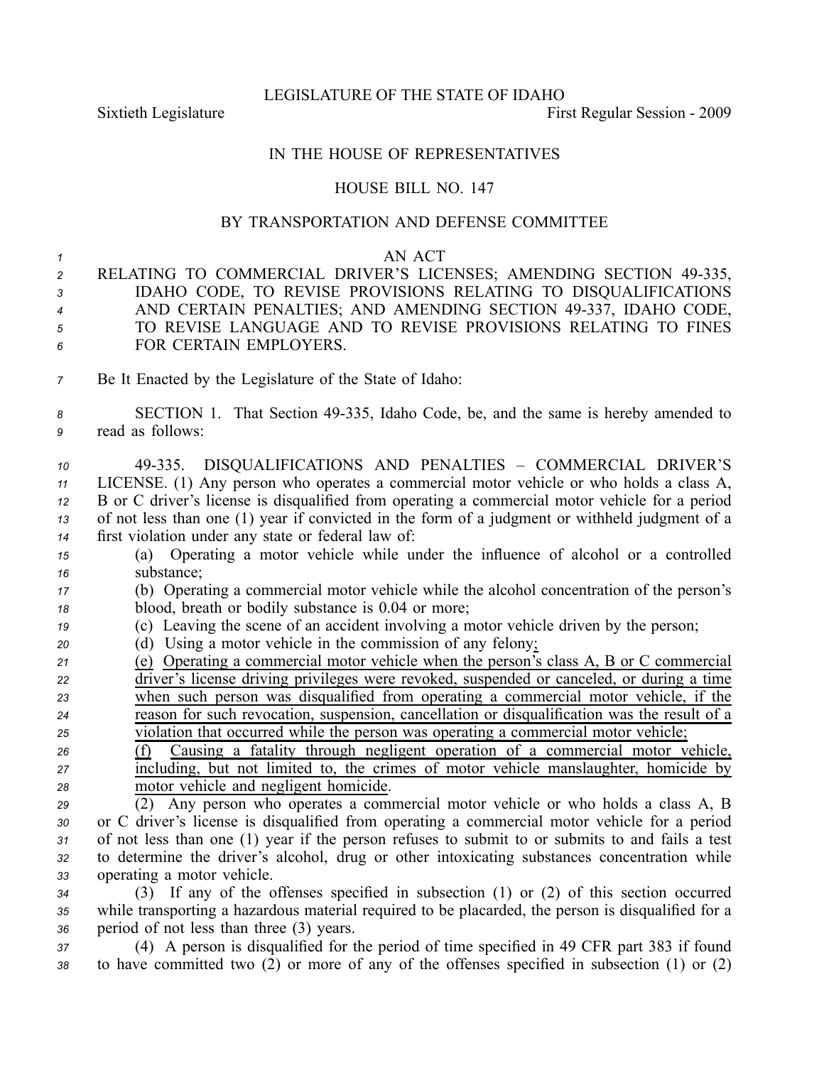LEGISLATURE OF THE STATE OF IDAHO

Sixtieth Legislature First Regular Session - 2009

# IN THE HOUSE OF REPRESENTATIVES

## HOUSE BILL NO. 147

### BY TRANSPORTATION AND DEFENSE COMMITTEE

AN ACT

RELATING TO COMMERCIAL DRIVER'S LICENSES; AMENDING SECTION 49-335, IDAHO CODE, TO REVISE PROVISIONS RELATING TO DISQUALIFICATIONS AND CERTAIN PENALTIES; AND AMENDING SECTION 49-337, IDAHO CODE, TO REVISE LANGUAGE AND TO REVISE PROVISIONS RELATING TO FINES FOR CERTAIN EMPLOYERS.

Be It Enacted by the Legislature of the State of Idaho:

SECTION 1. That Section 49-335, Idaho Code, be, and the same is hereby amended to read as follows:

49-335. DISQUALIFICATIONS AND PENALTIES – COMMERCIAL DRIVER'S LICENSE. (1) Any person who operates a commercial motor vehicle or who holds a class A, B or C driver's license is disqualified from operating a commercial motor vehicle for a period of not less than one (1) year if convicted in the form of a judgment or withheld judgment of a first violation under any state or federal law of:

(a) Operating a motor vehicle while under the influence of alcohol or a controlled substance;

(b) Operating a commercial motor vehicle while the alcohol concentration of the person's blood, breath or bodily substance is 0.04 or more;

(c) Leaving the scene of an accident involving a motor vehicle driven by the person;

(d) Using a motor vehicle in the commission of any felony<ins>;</ins>

<ins>(e) Operating a commercial motor vehicle when the person's class A, B or C commercial driver's license driving privileges were revoked, suspended or canceled, or during a time when such person was disqualified from operating a commercial motor vehicle, if the reason for such revocation, suspension, cancellation or disqualification was the result of a violation that occurred while the person was operating a commercial motor vehicle;</ins>

<ins>(f) Causing a fatality through negligent operation of a commercial motor vehicle, including, but not limited to, the crimes of motor vehicle manslaughter, homicide by motor vehicle and negligent homicide</ins>.

(2) Any person who operates a commercial motor vehicle or who holds a class A, B or C driver's license is disqualified from operating a commercial motor vehicle for a period of not less than one (1) year if the person refuses to submit to or submits to and fails a test to determine the driver's alcohol, drug or other intoxicating substances concentration while operating a motor vehicle.

(3) If any of the offenses specified in subsection (1) or (2) of this section occurred while transporting a hazardous material required to be placarded, the person is disqualified for a period of not less than three (3) years.

(4) A person is disqualified for the period of time specified in 49 CFR part 383 if found to have committed two (2) or more of any of the offenses specified in subsection (1) or (2)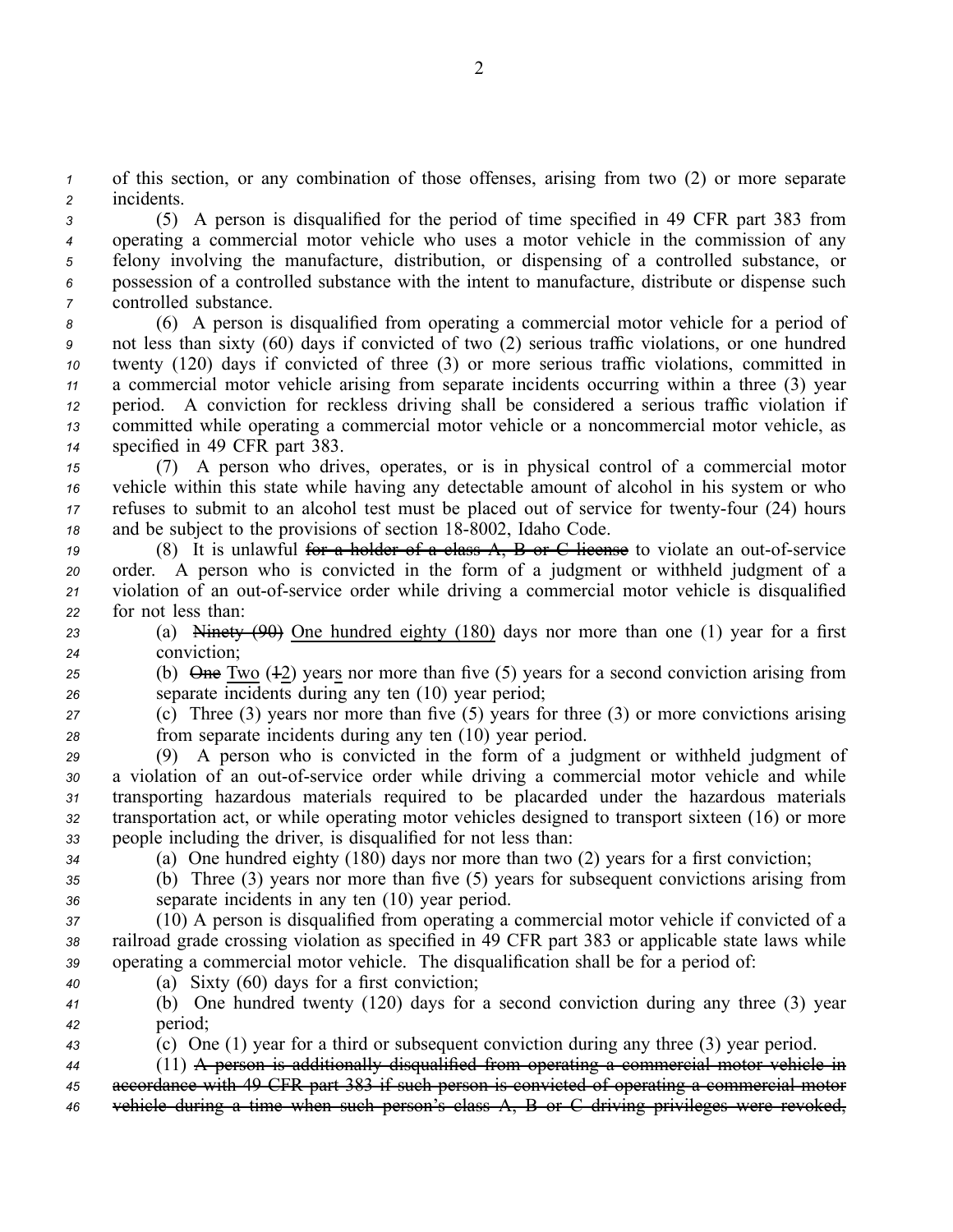of this section, or any combination of those offenses, arising from two (2) or more separate incidents.

(5) A person is disqualified for the period of time specified in 49 CFR part 383 from operating a commercial motor vehicle who uses a motor vehicle in the commission of any felony involving the manufacture, distribution, or dispensing of a controlled substance, or possession of a controlled substance with the intent to manufacture, distribute or dispense such controlled substance.

(6) A person is disqualified from operating a commercial motor vehicle for a period of not less than sixty (60) days if convicted of two (2) serious traffic violations, or one hundred twenty (120) days if convicted of three (3) or more serious traffic violations, committed in a commercial motor vehicle arising from separate incidents occurring within a three (3) year period. A conviction for reckless driving shall be considered a serious traffic violation if committed while operating a commercial motor vehicle or a noncommercial motor vehicle, as specified in 49 CFR part 383.

(7) A person who drives, operates, or is in physical control of a commercial motor vehicle within this state while having any detectable amount of alcohol in his system or who refuses to submit to an alcohol test must be placed out of service for twenty-four (24) hours and be subject to the provisions of section 18-8002, Idaho Code.

(8) It is unlawful ~~for a holder of a class A, B or C license~~ to violate an out-of-service order. A person who is convicted in the form of a judgment or withheld judgment of a violation of an out-of-service order while driving a commercial motor vehicle is disqualified for not less than:

(a) ~~Ninety (90)~~ One hundred eighty (180) days nor more than one (1) year for a first conviction;

(b) ~~One~~ Two (~~1~~2) years nor more than five (5) years for a second conviction arising from separate incidents during any ten (10) year period;

(c) Three (3) years nor more than five (5) years for three (3) or more convictions arising from separate incidents during any ten (10) year period.

(9) A person who is convicted in the form of a judgment or withheld judgment of a violation of an out-of-service order while driving a commercial motor vehicle and while transporting hazardous materials required to be placarded under the hazardous materials transportation act, or while operating motor vehicles designed to transport sixteen (16) or more people including the driver, is disqualified for not less than:

(a) One hundred eighty (180) days nor more than two (2) years for a first conviction;

(b) Three (3) years nor more than five (5) years for subsequent convictions arising from separate incidents in any ten (10) year period.

(10) A person is disqualified from operating a commercial motor vehicle if convicted of a railroad grade crossing violation as specified in 49 CFR part 383 or applicable state laws while operating a commercial motor vehicle. The disqualification shall be for a period of:

(a) Sixty (60) days for a first conviction;

(b) One hundred twenty (120) days for a second conviction during any three (3) year period;

(c) One (1) year for a third or subsequent conviction during any three (3) year period.

(11) ~~A person is additionally disqualified from operating a commercial motor vehicle in accordance with 49 CFR part 383 if such person is convicted of operating a commercial motor vehicle during a time when such person's class A, B or C driving privileges were revoked,~~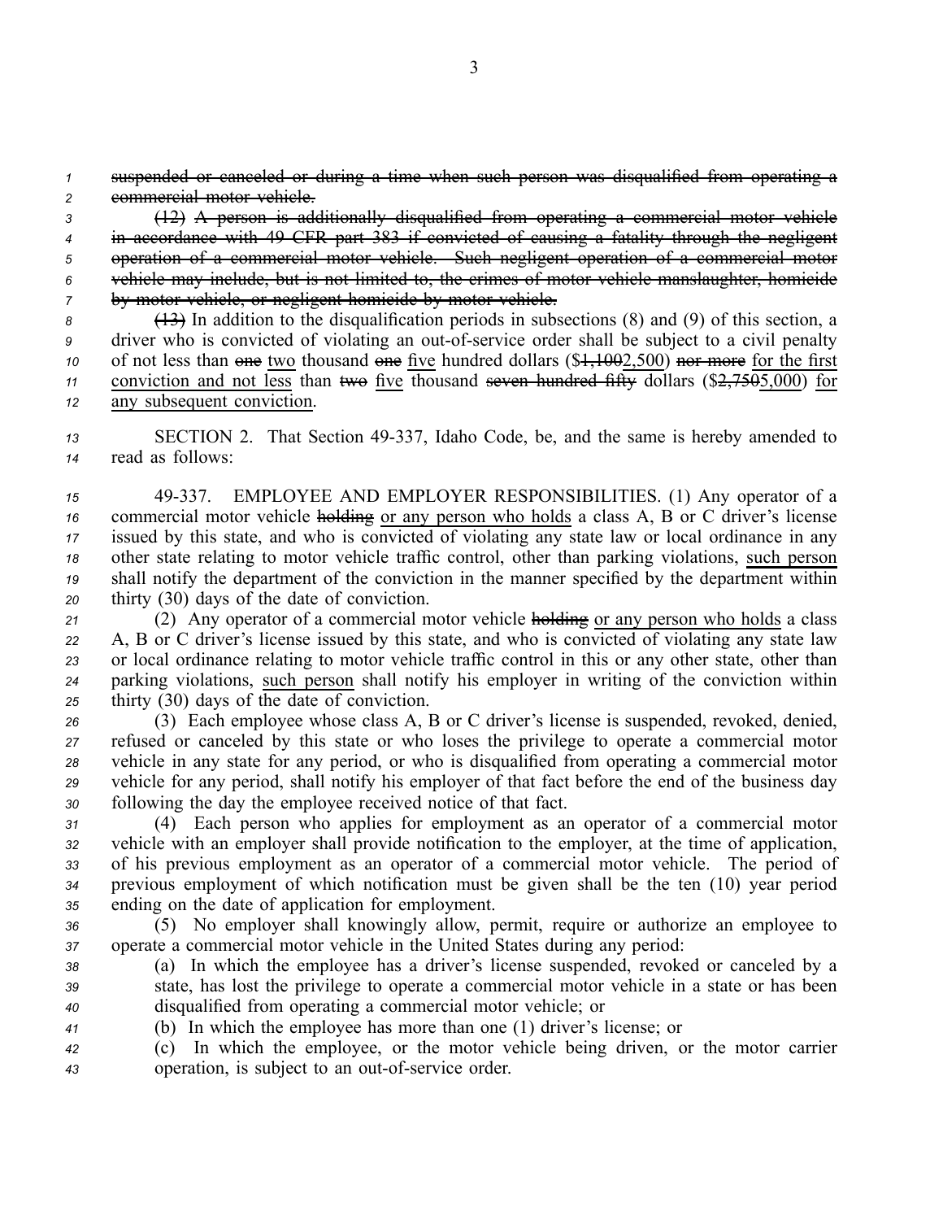~~suspended or canceled or during a time when such person was disqualified from operating a commercial motor vehicle.~~

~~(12) A person is additionally disqualified from operating a commercial motor vehicle in accordance with 49 CFR part 383 if convicted of causing a fatality through the negligent operation of a commercial motor vehicle. Such negligent operation of a commercial motor vehicle may include, but is not limited to, the crimes of motor vehicle manslaughter, homicide by motor vehicle, or negligent homicide by motor vehicle.~~

~~(13)~~ In addition to the disqualification periods in subsections (8) and (9) of this section, a driver who is convicted of violating an out-of-service order shall be subject to a civil penalty of not less than ~~one~~ <u>two</u> thousand ~~one~~ <u>five</u> hundred dollars ($~~1,100~~<u>2,500</u>) ~~nor more~~ <u>for the first conviction and not less</u> than ~~two~~ <u>five</u> thousand ~~seven hundred fifty~~ dollars ($~~2,750~~<u>5,000</u>) <u>for any subsequent conviction</u>.

SECTION 2. That Section 49-337, Idaho Code, be, and the same is hereby amended to read as follows:

49-337. EMPLOYEE AND EMPLOYER RESPONSIBILITIES. (1) Any operator of a commercial motor vehicle ~~holding~~ <u>or any person who holds</u> a class A, B or C driver's license issued by this state, and who is convicted of violating any state law or local ordinance in any other state relating to motor vehicle traffic control, other than parking violations, <u>such person</u> shall notify the department of the conviction in the manner specified by the department within thirty (30) days of the date of conviction.

(2) Any operator of a commercial motor vehicle ~~holding~~ <u>or any person who holds</u> a class A, B or C driver's license issued by this state, and who is convicted of violating any state law or local ordinance relating to motor vehicle traffic control in this or any other state, other than parking violations, <u>such person</u> shall notify his employer in writing of the conviction within thirty (30) days of the date of conviction.

(3) Each employee whose class A, B or C driver's license is suspended, revoked, denied, refused or canceled by this state or who loses the privilege to operate a commercial motor vehicle in any state for any period, or who is disqualified from operating a commercial motor vehicle for any period, shall notify his employer of that fact before the end of the business day following the day the employee received notice of that fact.

(4) Each person who applies for employment as an operator of a commercial motor vehicle with an employer shall provide notification to the employer, at the time of application, of his previous employment as an operator of a commercial motor vehicle. The period of previous employment of which notification must be given shall be the ten (10) year period ending on the date of application for employment.

(5) No employer shall knowingly allow, permit, require or authorize an employee to operate a commercial motor vehicle in the United States during any period:

(a) In which the employee has a driver's license suspended, revoked or canceled by a state, has lost the privilege to operate a commercial motor vehicle in a state or has been disqualified from operating a commercial motor vehicle; or

(b) In which the employee has more than one (1) driver's license; or

(c) In which the employee, or the motor vehicle being driven, or the motor carrier operation, is subject to an out-of-service order.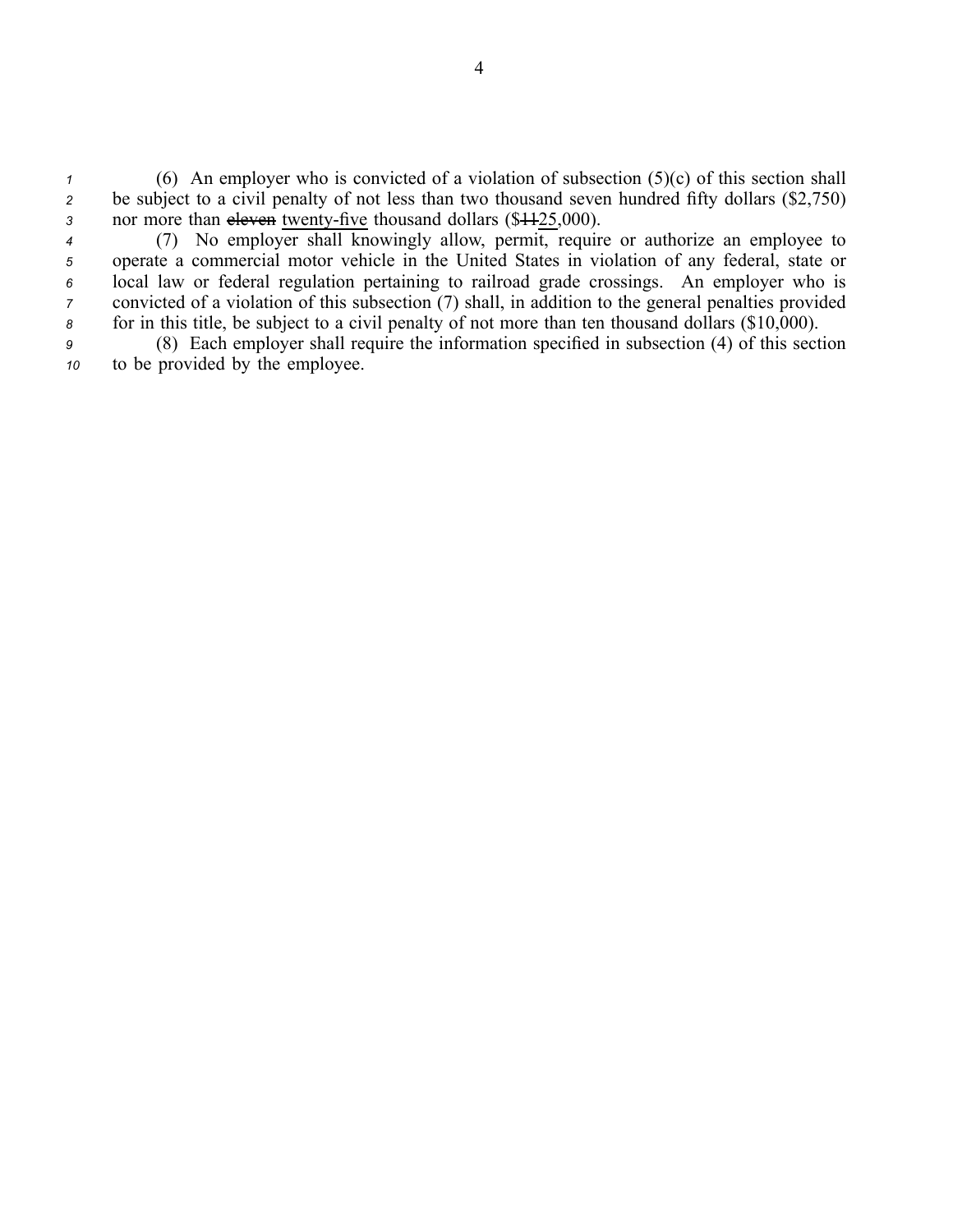(6) An employer who is convicted of a violation of subsection (5)(c) of this section shall be subject to a civil penalty of not less than two thousand seven hundred fifty dollars ($2,750) nor more than ~~eleven~~ <u>twenty-five</u> thousand dollars ($~~11~~<u>25</u>,000).

(7) No employer shall knowingly allow, permit, require or authorize an employee to operate a commercial motor vehicle in the United States in violation of any federal, state or local law or federal regulation pertaining to railroad grade crossings. An employer who is convicted of a violation of this subsection (7) shall, in addition to the general penalties provided for in this title, be subject to a civil penalty of not more than ten thousand dollars ($10,000).

(8) Each employer shall require the information specified in subsection (4) of this section to be provided by the employee.